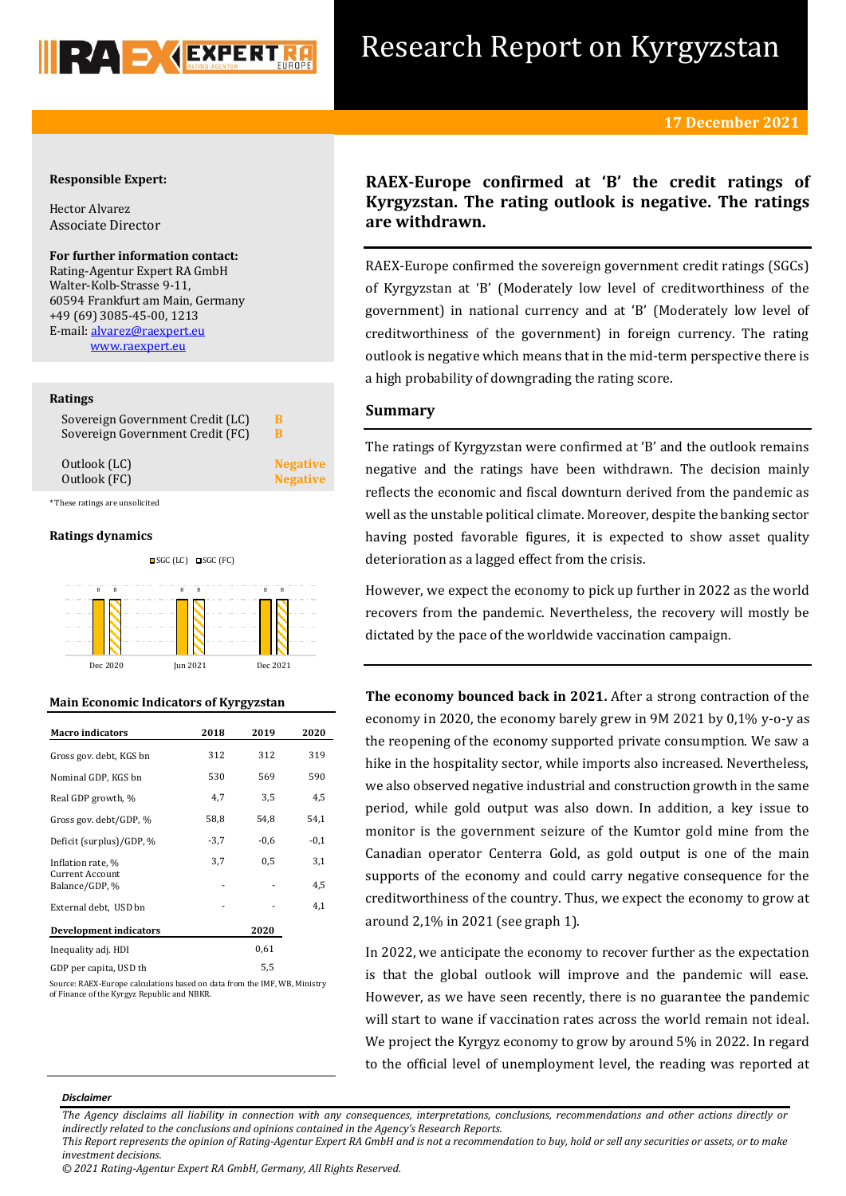# Research Report on Kyrgyzstan

**17 December 2021**

**Responsible Expert:**

Hector Alvarez
Associate Director

**For further information contact:**
Rating-Agentur Expert RA GmbH
Walter-Kolb-Strasse 9-11,
60594 Frankfurt am Main, Germany
+49 (69) 3085-45-00, 1213
E-mail: alvarez@raexpert.eu
www.raexpert.eu

**Ratings**

| | |
|---|---|
| Sovereign Government Credit (LC) | B |
| Sovereign Government Credit (FC) | B |
| Outlook (LC) | Negative |
| Outlook (FC) | Negative |

*These ratings are unsolicited

**Ratings dynamics**

| | SGC (LC) | SGC (FC) |
|---|---|---|
| Dec 2020 | B | B |
| Jun 2021 | B | B |
| Dec 2021 | B | B |

**Main Economic Indicators of Kyrgyzstan**

| Macro indicators | 2018 | 2019 | 2020 |
|---|---|---|---|
| Gross gov. debt, KGS bn | 312 | 312 | 319 |
| Nominal GDP, KGS bn | 530 | 569 | 590 |
| Real GDP growth, % | 4,7 | 3,5 | 4,5 |
| Gross gov. debt/GDP, % | 58,8 | 54,8 | 54,1 |
| Deficit (surplus)/GDP, % | -3,7 | -0,6 | -0,1 |
| Inflation rate, % | 3,7 | 0,5 | 3,1 |
| Current Account Balance/GDP, % | - | - | 4,5 |
| External debt, USD bn | - | - | 4,1 |

| Development indicators | 2020 |
|---|---|
| Inequality adj. HDI | 0,61 |
| GDP per capita, USD th | 5,5 |

Source: RAEX-Europe calculations based on data from the IMF, WB, Ministry of Finance of the Kyrgyz Republic and NBKR.

## RAEX-Europe confirmed at 'B' the credit ratings of Kyrgyzstan. The rating outlook is negative. The ratings are withdrawn.

RAEX-Europe confirmed the sovereign government credit ratings (SGCs) of Kyrgyzstan at 'B' (Moderately low level of creditworthiness of the government) in national currency and at 'B' (Moderately low level of creditworthiness of the government) in foreign currency. The rating outlook is negative which means that in the mid-term perspective there is a high probability of downgrading the rating score.

## Summary

The ratings of Kyrgyzstan were confirmed at 'B' and the outlook remains negative and the ratings have been withdrawn. The decision mainly reflects the economic and fiscal downturn derived from the pandemic as well as the unstable political climate. Moreover, despite the banking sector having posted favorable figures, it is expected to show asset quality deterioration as a lagged effect from the crisis.

However, we expect the economy to pick up further in 2022 as the world recovers from the pandemic. Nevertheless, the recovery will mostly be dictated by the pace of the worldwide vaccination campaign.

**The economy bounced back in 2021.** After a strong contraction of the economy in 2020, the economy barely grew in 9M 2021 by 0,1% y-o-y as the reopening of the economy supported private consumption. We saw a hike in the hospitality sector, while imports also increased. Nevertheless, we also observed negative industrial and construction growth in the same period, while gold output was also down. In addition, a key issue to monitor is the government seizure of the Kumtor gold mine from the Canadian operator Centerra Gold, as gold output is one of the main supports of the economy and could carry negative consequence for the creditworthiness of the country. Thus, we expect the economy to grow at around 2,1% in 2021 (see graph 1).

In 2022, we anticipate the economy to recover further as the expectation is that the global outlook will improve and the pandemic will ease. However, as we have seen recently, there is no guarantee the pandemic will start to wane if vaccination rates across the world remain not ideal. We project the Kyrgyz economy to grow by around 5% in 2022. In regard to the official level of unemployment level, the reading was reported at

***Disclaimer***

*The Agency disclaims all liability in connection with any consequences, interpretations, conclusions, recommendations and other actions directly or indirectly related to the conclusions and opinions contained in the Agency's Research Reports.*
*This Report represents the opinion of Rating-Agentur Expert RA GmbH and is not a recommendation to buy, hold or sell any securities or assets, or to make investment decisions.*
*© 2021 Rating-Agentur Expert RA GmbH, Germany, All Rights Reserved.*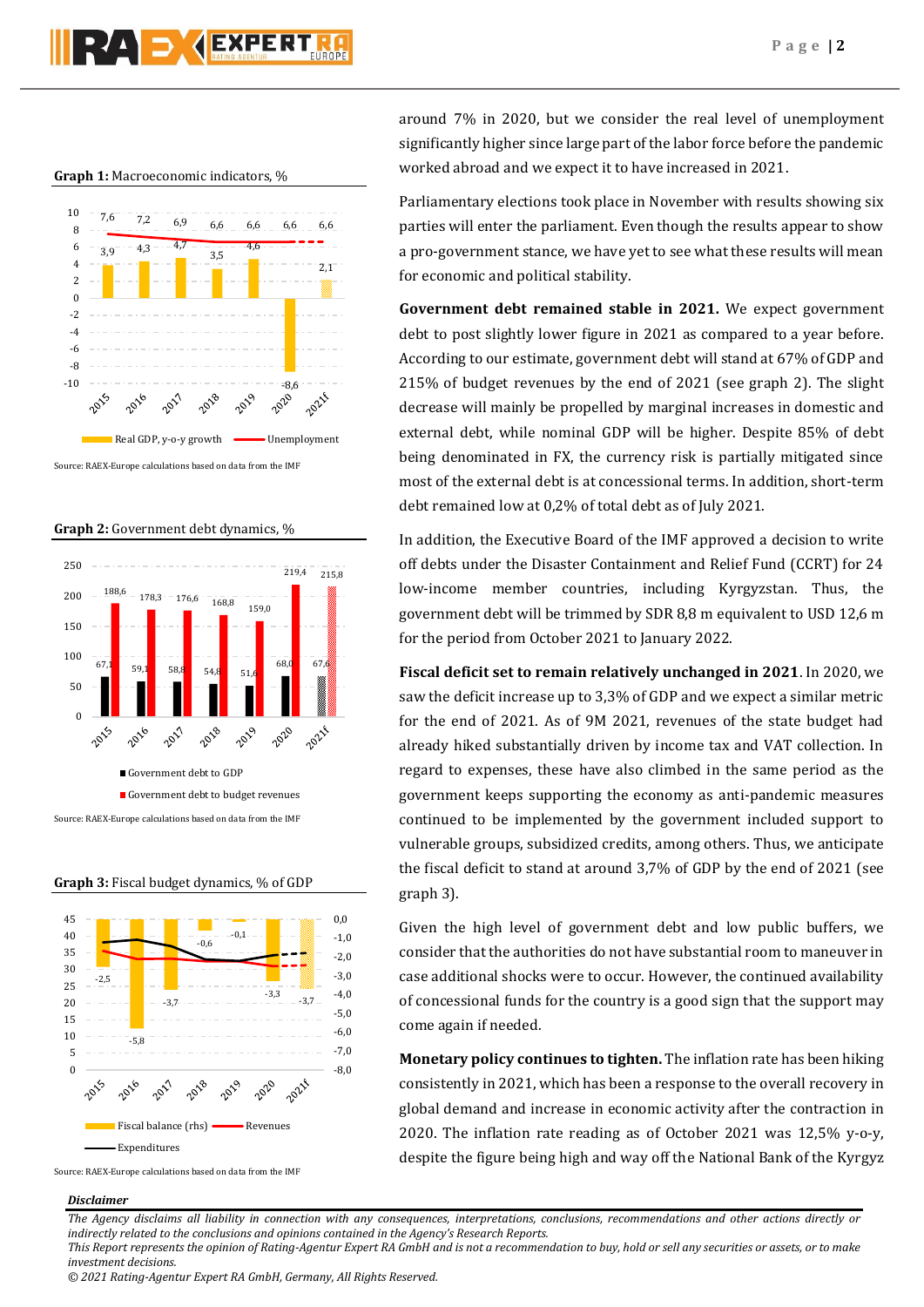**Graph 1:** Macroeconomic indicators, %

Source: RAEX-Europe calculations based on data from the IMF

**Graph 2:** Government debt dynamics, %

Source: RAEX-Europe calculations based on data from the IMF

**Graph 3:** Fiscal budget dynamics, % of GDP

Source: RAEX-Europe calculations based on data from the IMF

around 7% in 2020, but we consider the real level of unemployment significantly higher since large part of the labor force before the pandemic worked abroad and we expect it to have increased in 2021.

Parliamentary elections took place in November with results showing six parties will enter the parliament. Even though the results appear to show a pro-government stance, we have yet to see what these results will mean for economic and political stability.

**Government debt remained stable in 2021.** We expect government debt to post slightly lower figure in 2021 as compared to a year before. According to our estimate, government debt will stand at 67% of GDP and 215% of budget revenues by the end of 2021 (see graph 2). The slight decrease will mainly be propelled by marginal increases in domestic and external debt, while nominal GDP will be higher. Despite 85% of debt being denominated in FX, the currency risk is partially mitigated since most of the external debt is at concessional terms. In addition, short-term debt remained low at 0,2% of total debt as of July 2021.

In addition, the Executive Board of the IMF approved a decision to write off debts under the Disaster Containment and Relief Fund (CCRT) for 24 low-income member countries, including Kyrgyzstan. Thus, the government debt will be trimmed by SDR 8,8 m equivalent to USD 12,6 m for the period from October 2021 to January 2022.

**Fiscal deficit set to remain relatively unchanged in 2021**. In 2020, we saw the deficit increase up to 3,3% of GDP and we expect a similar metric for the end of 2021. As of 9M 2021, revenues of the state budget had already hiked substantially driven by income tax and VAT collection. In regard to expenses, these have also climbed in the same period as the government keeps supporting the economy as anti-pandemic measures continued to be implemented by the government included support to vulnerable groups, subsidized credits, among others. Thus, we anticipate the fiscal deficit to stand at around 3,7% of GDP by the end of 2021 (see graph 3).

Given the high level of government debt and low public buffers, we consider that the authorities do not have substantial room to maneuver in case additional shocks were to occur. However, the continued availability of concessional funds for the country is a good sign that the support may come again if needed.

**Monetary policy continues to tighten.** The inflation rate has been hiking consistently in 2021, which has been a response to the overall recovery in global demand and increase in economic activity after the contraction in 2020. The inflation rate reading as of October 2021 was 12,5% y-o-y, despite the figure being high and way off the National Bank of the Kyrgyz

***Disclaimer***

*The Agency disclaims all liability in connection with any consequences, interpretations, conclusions, recommendations and other actions directly or indirectly related to the conclusions and opinions contained in the Agency's Research Reports.*
*This Report represents the opinion of Rating-Agentur Expert RA GmbH and is not a recommendation to buy, hold or sell any securities or assets, or to make investment decisions.*
*© 2021 Rating-Agentur Expert RA GmbH, Germany, All Rights Reserved.*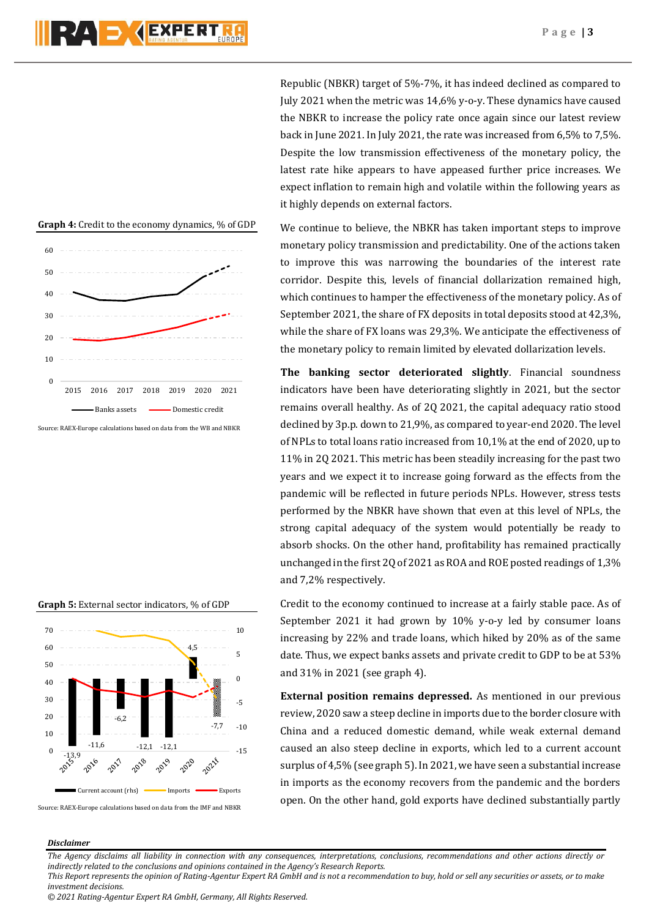Republic (NBKR) target of 5%-7%, it has indeed declined as compared to July 2021 when the metric was 14,6% y-o-y. These dynamics have caused the NBKR to increase the policy rate once again since our latest review back in June 2021. In July 2021, the rate was increased from 6,5% to 7,5%. Despite the low transmission effectiveness of the monetary policy, the latest rate hike appears to have appeased further price increases. We expect inflation to remain high and volatile within the following years as it highly depends on external factors.

We continue to believe, the NBKR has taken important steps to improve monetary policy transmission and predictability. One of the actions taken to improve this was narrowing the boundaries of the interest rate corridor. Despite this, levels of financial dollarization remained high, which continues to hamper the effectiveness of the monetary policy. As of September 2021, the share of FX deposits in total deposits stood at 42,3%, while the share of FX loans was 29,3%. We anticipate the effectiveness of the monetary policy to remain limited by elevated dollarization levels.

**The banking sector deteriorated slightly**. Financial soundness indicators have been have deteriorating slightly in 2021, but the sector remains overall healthy. As of 2Q 2021, the capital adequacy ratio stood declined by 3p.p. down to 21,9%, as compared to year-end 2020. The level of NPLs to total loans ratio increased from 10,1% at the end of 2020, up to 11% in 2Q 2021. This metric has been steadily increasing for the past two years and we expect it to increase going forward as the effects from the pandemic will be reflected in future periods NPLs. However, stress tests performed by the NBKR have shown that even at this level of NPLs, the strong capital adequacy of the system would potentially be ready to absorb shocks. On the other hand, profitability has remained practically unchanged in the first 2Q of 2021 as ROA and ROE posted readings of 1,3% and 7,2% respectively.

**Graph 4:** Credit to the economy dynamics, % of GDP

Source: RAEX-Europe calculations based on data from the WB and NBKR

Credit to the economy continued to increase at a fairly stable pace. As of September 2021 it had grown by 10% y-o-y led by consumer loans increasing by 22% and trade loans, which hiked by 20% as of the same date. Thus, we expect banks assets and private credit to GDP to be at 53% and 31% in 2021 (see graph 4).

**Graph 5:** External sector indicators, % of GDP

Source: RAEX-Europe calculations based on data from the IMF and NBKR

**External position remains depressed.** As mentioned in our previous review, 2020 saw a steep decline in imports due to the border closure with China and a reduced domestic demand, while weak external demand caused an also steep decline in exports, which led to a current account surplus of 4,5% (see graph 5). In 2021, we have seen a substantial increase in imports as the economy recovers from the pandemic and the borders open. On the other hand, gold exports have declined substantially partly

***Disclaimer***

*The Agency disclaims all liability in connection with any consequences, interpretations, conclusions, recommendations and other actions directly or indirectly related to the conclusions and opinions contained in the Agency's Research Reports.*
*This Report represents the opinion of Rating-Agentur Expert RA GmbH and is not a recommendation to buy, hold or sell any securities or assets, or to make investment decisions.*
*© 2021 Rating-Agentur Expert RA GmbH, Germany, All Rights Reserved.*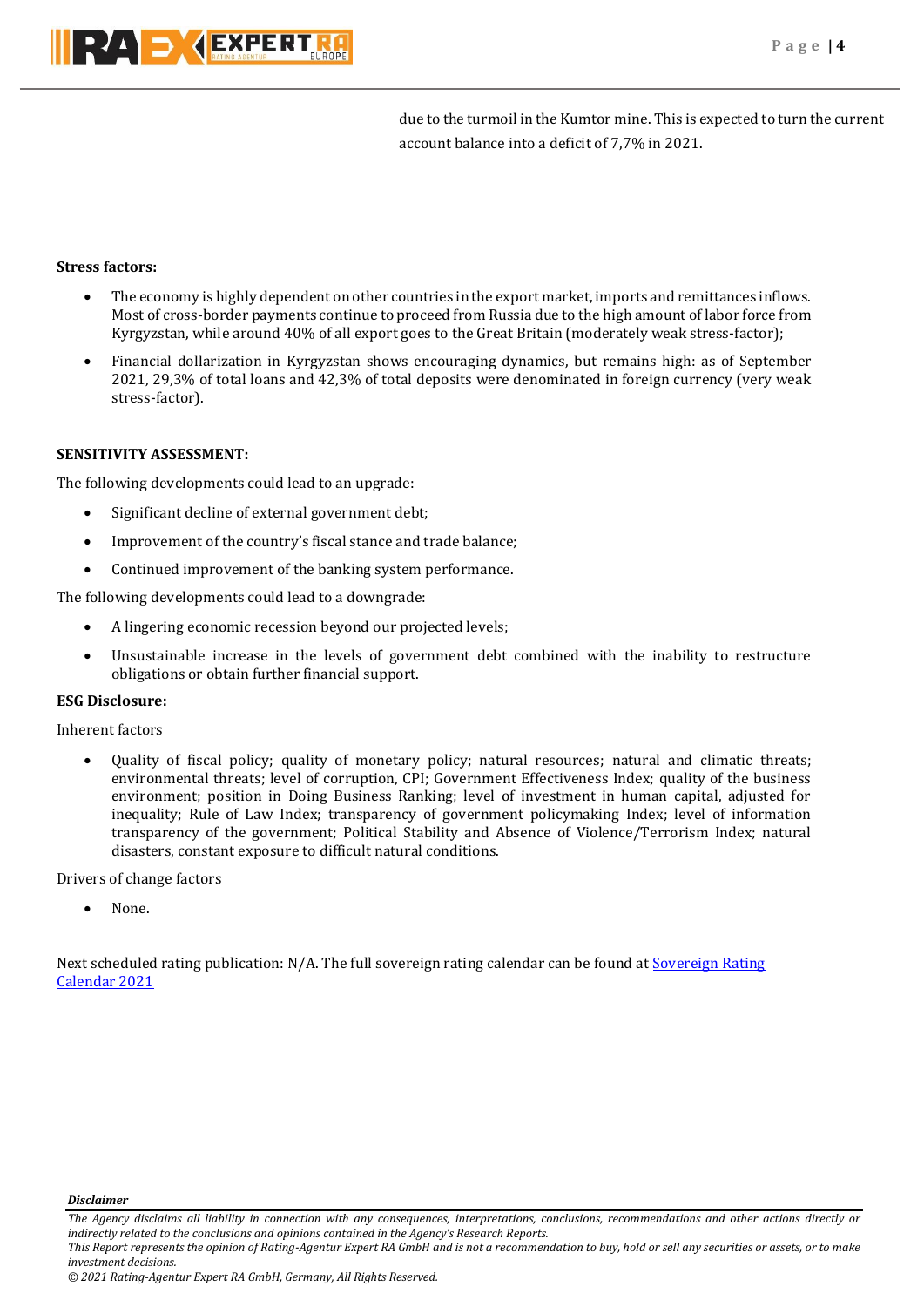due to the turmoil in the Kumtor mine. This is expected to turn the current account balance into a deficit of 7,7% in 2021.

**Stress factors:**

- The economy is highly dependent on other countries in the export market, imports and remittances inflows. Most of cross-border payments continue to proceed from Russia due to the high amount of labor force from Kyrgyzstan, while around 40% of all export goes to the Great Britain (moderately weak stress-factor);
- Financial dollarization in Kyrgyzstan shows encouraging dynamics, but remains high: as of September 2021, 29,3% of total loans and 42,3% of total deposits were denominated in foreign currency (very weak stress-factor).

**SENSITIVITY ASSESSMENT:**

The following developments could lead to an upgrade:

- Significant decline of external government debt;
- Improvement of the country's fiscal stance and trade balance;
- Continued improvement of the banking system performance.

The following developments could lead to a downgrade:

- A lingering economic recession beyond our projected levels;
- Unsustainable increase in the levels of government debt combined with the inability to restructure obligations or obtain further financial support.

**ESG Disclosure:**

Inherent factors

- Quality of fiscal policy; quality of monetary policy; natural resources; natural and climatic threats; environmental threats; level of corruption, CPI; Government Effectiveness Index; quality of the business environment; position in Doing Business Ranking; level of investment in human capital, adjusted for inequality; Rule of Law Index; transparency of government policymaking Index; level of information transparency of the government; Political Stability and Absence of Violence/Terrorism Index; natural disasters, constant exposure to difficult natural conditions.

Drivers of change factors

- None.

Next scheduled rating publication: N/A. The full sovereign rating calendar can be found at Sovereign Rating Calendar 2021

***Disclaimer***

*The Agency disclaims all liability in connection with any consequences, interpretations, conclusions, recommendations and other actions directly or indirectly related to the conclusions and opinions contained in the Agency's Research Reports.*
*This Report represents the opinion of Rating-Agentur Expert RA GmbH and is not a recommendation to buy, hold or sell any securities or assets, or to make investment decisions.*
*© 2021 Rating-Agentur Expert RA GmbH, Germany, All Rights Reserved.*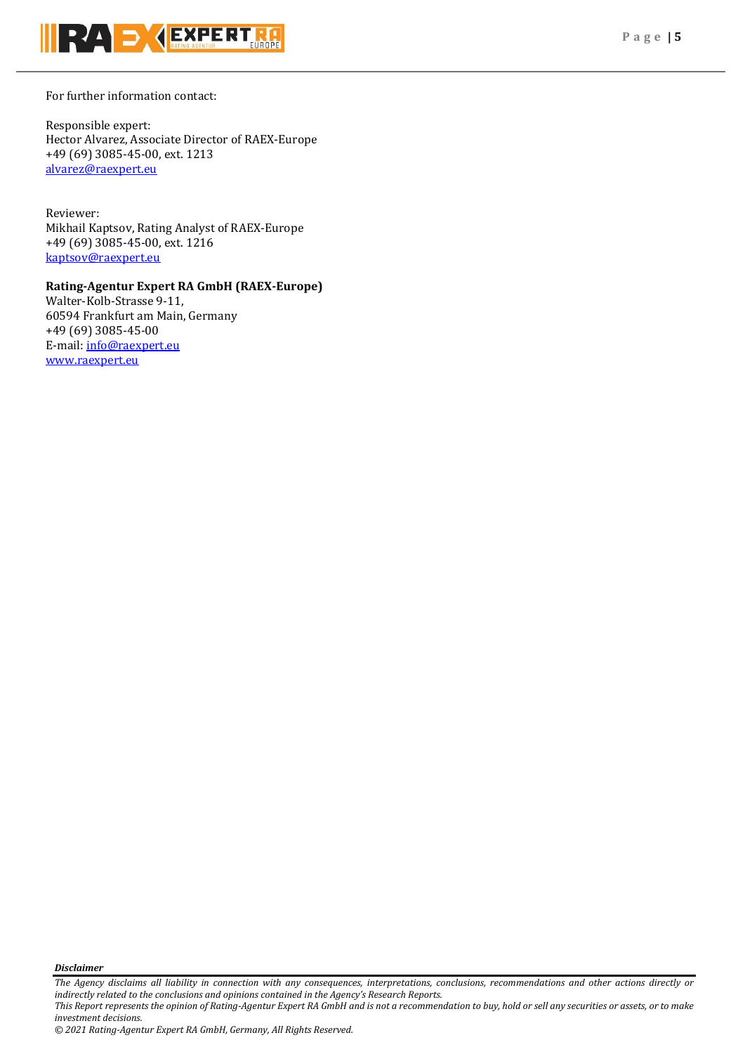For further information contact:

Responsible expert:
Hector Alvarez, Associate Director of RAEX-Europe
+49 (69) 3085-45-00, ext. 1213
alvarez@raexpert.eu

Reviewer:
Mikhail Kaptsov, Rating Analyst of RAEX-Europe
+49 (69) 3085-45-00, ext. 1216
kaptsov@raexpert.eu

**Rating-Agentur Expert RA GmbH (RAEX-Europe)**
Walter-Kolb-Strasse 9-11,
60594 Frankfurt am Main, Germany
+49 (69) 3085-45-00
E-mail: info@raexpert.eu
www.raexpert.eu

***Disclaimer***

*The Agency disclaims all liability in connection with any consequences, interpretations, conclusions, recommendations and other actions directly or indirectly related to the conclusions and opinions contained in the Agency's Research Reports.*
*This Report represents the opinion of Rating-Agentur Expert RA GmbH and is not a recommendation to buy, hold or sell any securities or assets, or to make investment decisions.*
*© 2021 Rating-Agentur Expert RA GmbH, Germany, All Rights Reserved.*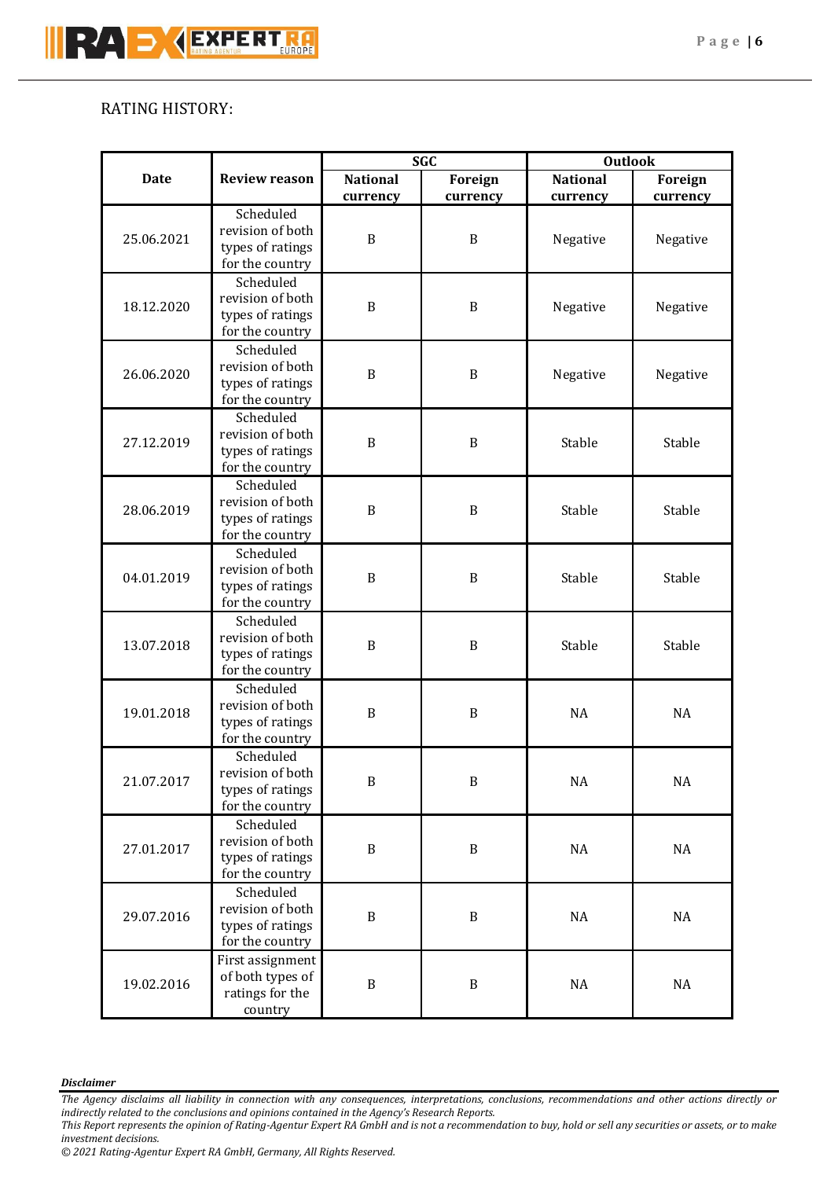RATING HISTORY:

| Date | Review reason | SGC | | Outlook | |
|---|---|---|---|---|---|
| | | National currency | Foreign currency | National currency | Foreign currency |
| 25.06.2021 | Scheduled revision of both types of ratings for the country | B | B | Negative | Negative |
| 18.12.2020 | Scheduled revision of both types of ratings for the country | B | B | Negative | Negative |
| 26.06.2020 | Scheduled revision of both types of ratings for the country | B | B | Negative | Negative |
| 27.12.2019 | Scheduled revision of both types of ratings for the country | B | B | Stable | Stable |
| 28.06.2019 | Scheduled revision of both types of ratings for the country | B | B | Stable | Stable |
| 04.01.2019 | Scheduled revision of both types of ratings for the country | B | B | Stable | Stable |
| 13.07.2018 | Scheduled revision of both types of ratings for the country | B | B | Stable | Stable |
| 19.01.2018 | Scheduled revision of both types of ratings for the country | B | B | NA | NA |
| 21.07.2017 | Scheduled revision of both types of ratings for the country | B | B | NA | NA |
| 27.01.2017 | Scheduled revision of both types of ratings for the country | B | B | NA | NA |
| 29.07.2016 | Scheduled revision of both types of ratings for the country | B | B | NA | NA |
| 19.02.2016 | First assignment of both types of ratings for the country | B | B | NA | NA |

***Disclaimer***

*The Agency disclaims all liability in connection with any consequences, interpretations, conclusions, recommendations and other actions directly or indirectly related to the conclusions and opinions contained in the Agency's Research Reports.*
*This Report represents the opinion of Rating-Agentur Expert RA GmbH and is not a recommendation to buy, hold or sell any securities or assets, or to make investment decisions.*
*© 2021 Rating-Agentur Expert RA GmbH, Germany, All Rights Reserved.*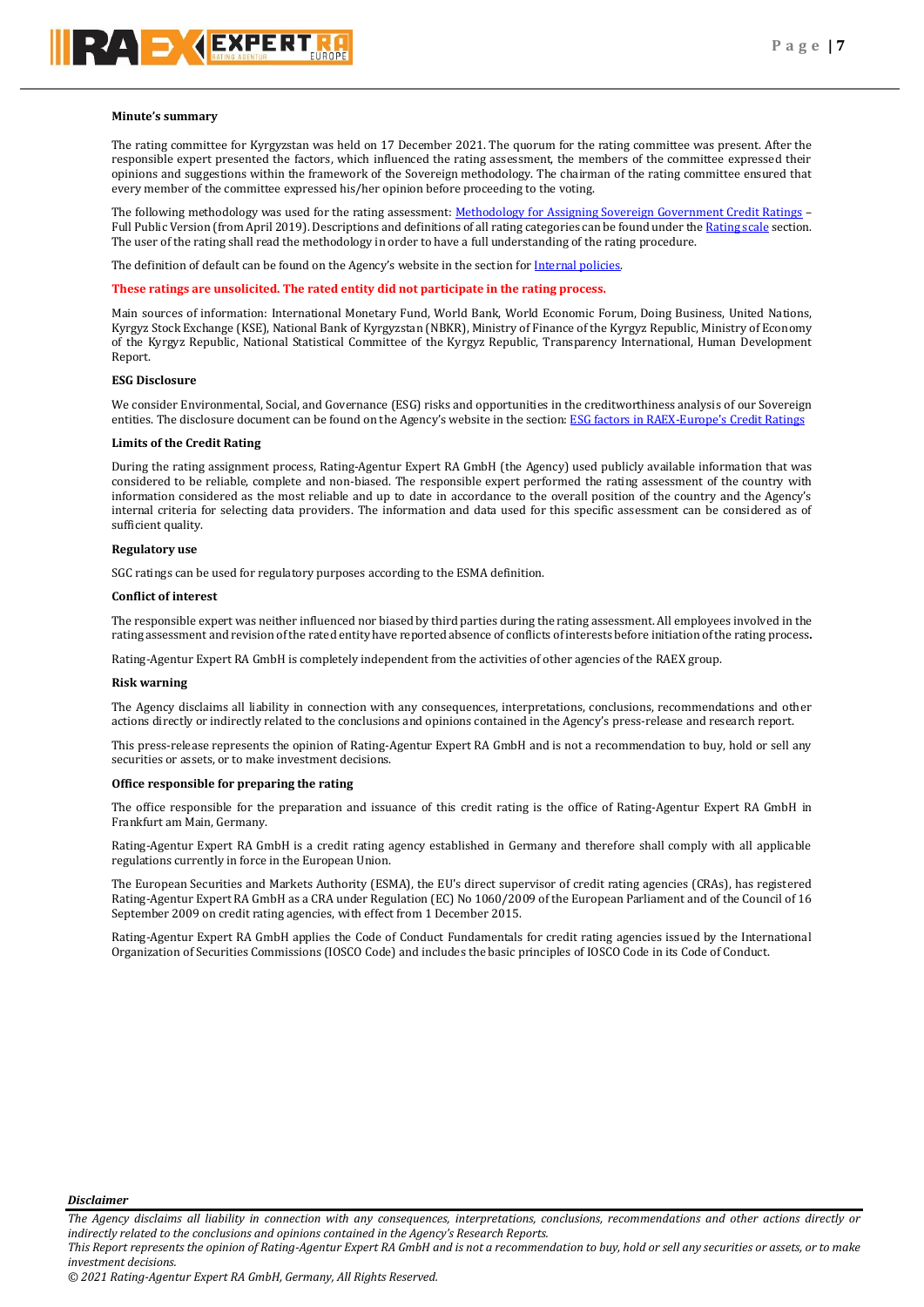**Minute's summary**

The rating committee for Kyrgyzstan was held on 17 December 2021. The quorum for the rating committee was present. After the responsible expert presented the factors, which influenced the rating assessment, the members of the committee expressed their opinions and suggestions within the framework of the Sovereign methodology. The chairman of the rating committee ensured that every member of the committee expressed his/her opinion before proceeding to the voting.

The following methodology was used for the rating assessment: Methodology for Assigning Sovereign Government Credit Ratings – Full Public Version (from April 2019). Descriptions and definitions of all rating categories can be found under the Rating scale section. The user of the rating shall read the methodology in order to have a full understanding of the rating procedure.

The definition of default can be found on the Agency's website in the section for Internal policies.

**These ratings are unsolicited. The rated entity did not participate in the rating process.**

Main sources of information: International Monetary Fund, World Bank, World Economic Forum, Doing Business, United Nations, Kyrgyz Stock Exchange (KSE), National Bank of Kyrgyzstan (NBKR), Ministry of Finance of the Kyrgyz Republic, Ministry of Economy of the Kyrgyz Republic, National Statistical Committee of the Kyrgyz Republic, Transparency International, Human Development Report.

**ESG Disclosure**

We consider Environmental, Social, and Governance (ESG) risks and opportunities in the creditworthiness analysis of our Sovereign entities. The disclosure document can be found on the Agency's website in the section: ESG factors in RAEX-Europe's Credit Ratings

**Limits of the Credit Rating**

During the rating assignment process, Rating-Agentur Expert RA GmbH (the Agency) used publicly available information that was considered to be reliable, complete and non-biased. The responsible expert performed the rating assessment of the country with information considered as the most reliable and up to date in accordance to the overall position of the country and the Agency's internal criteria for selecting data providers. The information and data used for this specific assessment can be considered as of sufficient quality.

**Regulatory use**

SGC ratings can be used for regulatory purposes according to the ESMA definition.

**Conflict of interest**

The responsible expert was neither influenced nor biased by third parties during the rating assessment. All employees involved in the rating assessment and revision of the rated entity have reported absence of conflicts of interests before initiation of the rating process**.**

Rating-Agentur Expert RA GmbH is completely independent from the activities of other agencies of the RAEX group.

**Risk warning**

The Agency disclaims all liability in connection with any consequences, interpretations, conclusions, recommendations and other actions directly or indirectly related to the conclusions and opinions contained in the Agency's press-release and research report.

This press-release represents the opinion of Rating-Agentur Expert RA GmbH and is not a recommendation to buy, hold or sell any securities or assets, or to make investment decisions.

**Office responsible for preparing the rating**

The office responsible for the preparation and issuance of this credit rating is the office of Rating-Agentur Expert RA GmbH in Frankfurt am Main, Germany.

Rating-Agentur Expert RA GmbH is a credit rating agency established in Germany and therefore shall comply with all applicable regulations currently in force in the European Union.

The European Securities and Markets Authority (ESMA), the EU's direct supervisor of credit rating agencies (CRAs), has registered Rating-Agentur Expert RA GmbH as a CRA under Regulation (EC) No 1060/2009 of the European Parliament and of the Council of 16 September 2009 on credit rating agencies, with effect from 1 December 2015.

Rating-Agentur Expert RA GmbH applies the Code of Conduct Fundamentals for credit rating agencies issued by the International Organization of Securities Commissions (IOSCO Code) and includes the basic principles of IOSCO Code in its Code of Conduct.

***Disclaimer***

*The Agency disclaims all liability in connection with any consequences, interpretations, conclusions, recommendations and other actions directly or indirectly related to the conclusions and opinions contained in the Agency's Research Reports.*
*This Report represents the opinion of Rating-Agentur Expert RA GmbH and is not a recommendation to buy, hold or sell any securities or assets, or to make investment decisions.*
*© 2021 Rating-Agentur Expert RA GmbH, Germany, All Rights Reserved.*